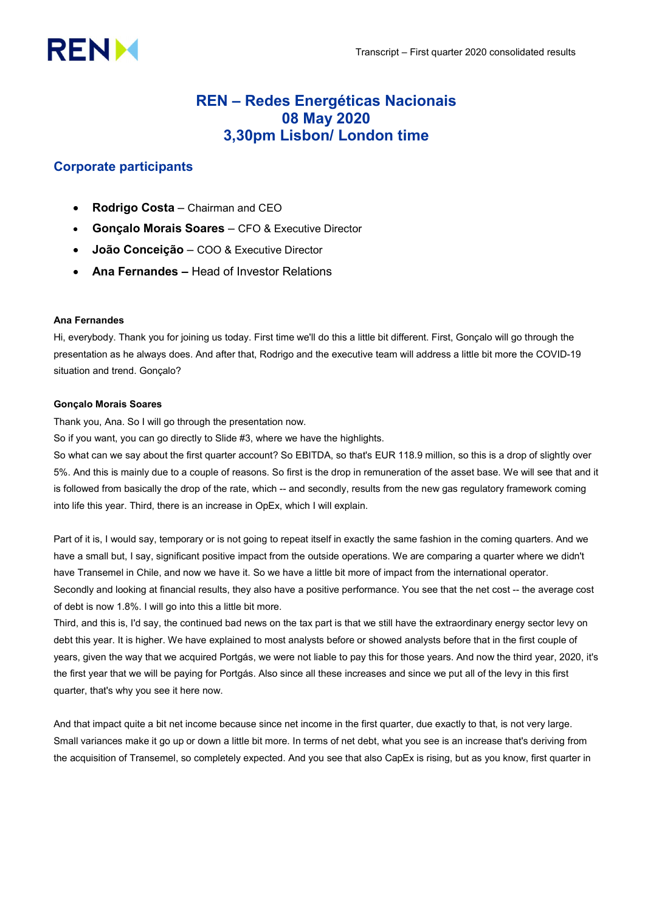# REN – Redes Energéticas Nacionais
# 08 May 2020
# 3,30pm Lisbon/ London time

## Corporate participants

- **Rodrigo Costa** – Chairman and CEO
- **Gonçalo Morais Soares** – CFO & Executive Director
- **João Conceição** – COO & Executive Director
- **Ana Fernandes –** Head of Investor Relations

**Ana Fernandes**

Hi, everybody. Thank you for joining us today. First time we'll do this a little bit different. First, Gonçalo will go through the presentation as he always does. And after that, Rodrigo and the executive team will address a little bit more the COVID-19 situation and trend. Gonçalo?

**Gonçalo Morais Soares**

Thank you, Ana. So I will go through the presentation now.

So if you want, you can go directly to Slide #3, where we have the highlights.

So what can we say about the first quarter account? So EBITDA, so that's EUR 118.9 million, so this is a drop of slightly over 5%. And this is mainly due to a couple of reasons. So first is the drop in remuneration of the asset base. We will see that and it is followed from basically the drop of the rate, which -- and secondly, results from the new gas regulatory framework coming into life this year. Third, there is an increase in OpEx, which I will explain.

Part of it is, I would say, temporary or is not going to repeat itself in exactly the same fashion in the coming quarters. And we have a small but, I say, significant positive impact from the outside operations. We are comparing a quarter where we didn't have Transemel in Chile, and now we have it. So we have a little bit more of impact from the international operator.

Secondly and looking at financial results, they also have a positive performance. You see that the net cost -- the average cost of debt is now 1.8%. I will go into this a little bit more.

Third, and this is, I'd say, the continued bad news on the tax part is that we still have the extraordinary energy sector levy on debt this year. It is higher. We have explained to most analysts before or showed analysts before that in the first couple of years, given the way that we acquired Portgás, we were not liable to pay this for those years. And now the third year, 2020, it's the first year that we will be paying for Portgás. Also since all these increases and since we put all of the levy in this first quarter, that's why you see it here now.

And that impact quite a bit net income because since net income in the first quarter, due exactly to that, is not very large. Small variances make it go up or down a little bit more. In terms of net debt, what you see is an increase that's deriving from the acquisition of Transemel, so completely expected. And you see that also CapEx is rising, but as you know, first quarter in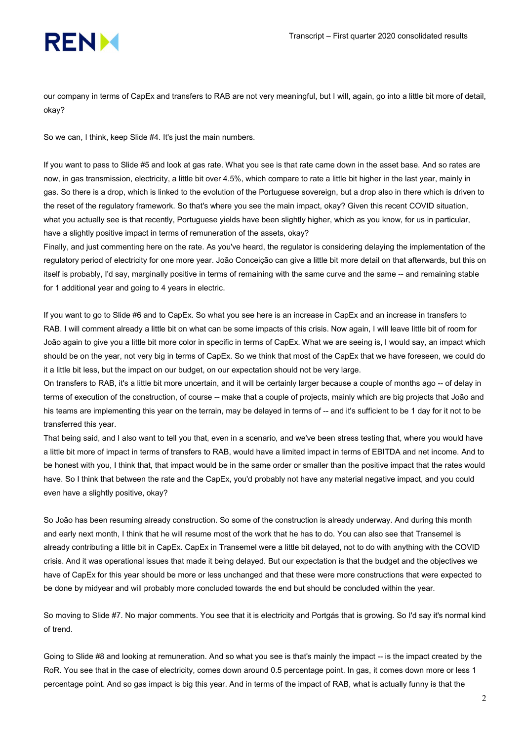our company in terms of CapEx and transfers to RAB are not very meaningful, but I will, again, go into a little bit more of detail, okay?

So we can, I think, keep Slide #4. It's just the main numbers.

If you want to pass to Slide #5 and look at gas rate. What you see is that rate came down in the asset base. And so rates are now, in gas transmission, electricity, a little bit over 4.5%, which compare to rate a little bit higher in the last year, mainly in gas. So there is a drop, which is linked to the evolution of the Portuguese sovereign, but a drop also in there which is driven to the reset of the regulatory framework. So that's where you see the main impact, okay? Given this recent COVID situation, what you actually see is that recently, Portuguese yields have been slightly higher, which as you know, for us in particular, have a slightly positive impact in terms of remuneration of the assets, okay?

Finally, and just commenting here on the rate. As you've heard, the regulator is considering delaying the implementation of the regulatory period of electricity for one more year. João Conceição can give a little bit more detail on that afterwards, but this on itself is probably, I'd say, marginally positive in terms of remaining with the same curve and the same -- and remaining stable for 1 additional year and going to 4 years in electric.

If you want to go to Slide #6 and to CapEx. So what you see here is an increase in CapEx and an increase in transfers to RAB. I will comment already a little bit on what can be some impacts of this crisis. Now again, I will leave little bit of room for João again to give you a little bit more color in specific in terms of CapEx. What we are seeing is, I would say, an impact which should be on the year, not very big in terms of CapEx. So we think that most of the CapEx that we have foreseen, we could do it a little bit less, but the impact on our budget, on our expectation should not be very large.

On transfers to RAB, it's a little bit more uncertain, and it will be certainly larger because a couple of months ago -- of delay in terms of execution of the construction, of course -- make that a couple of projects, mainly which are big projects that João and his teams are implementing this year on the terrain, may be delayed in terms of -- and it's sufficient to be 1 day for it not to be transferred this year.

That being said, and I also want to tell you that, even in a scenario, and we've been stress testing that, where you would have a little bit more of impact in terms of transfers to RAB, would have a limited impact in terms of EBITDA and net income. And to be honest with you, I think that, that impact would be in the same order or smaller than the positive impact that the rates would have. So I think that between the rate and the CapEx, you'd probably not have any material negative impact, and you could even have a slightly positive, okay?

So João has been resuming already construction. So some of the construction is already underway. And during this month and early next month, I think that he will resume most of the work that he has to do. You can also see that Transemel is already contributing a little bit in CapEx. CapEx in Transemel were a little bit delayed, not to do with anything with the COVID crisis. And it was operational issues that made it being delayed. But our expectation is that the budget and the objectives we have of CapEx for this year should be more or less unchanged and that these were more constructions that were expected to be done by midyear and will probably more concluded towards the end but should be concluded within the year.

So moving to Slide #7. No major comments. You see that it is electricity and Portgás that is growing. So I'd say it's normal kind of trend.

Going to Slide #8 and looking at remuneration. And so what you see is that's mainly the impact -- is the impact created by the RoR. You see that in the case of electricity, comes down around 0.5 percentage point. In gas, it comes down more or less 1 percentage point. And so gas impact is big this year. And in terms of the impact of RAB, what is actually funny is that the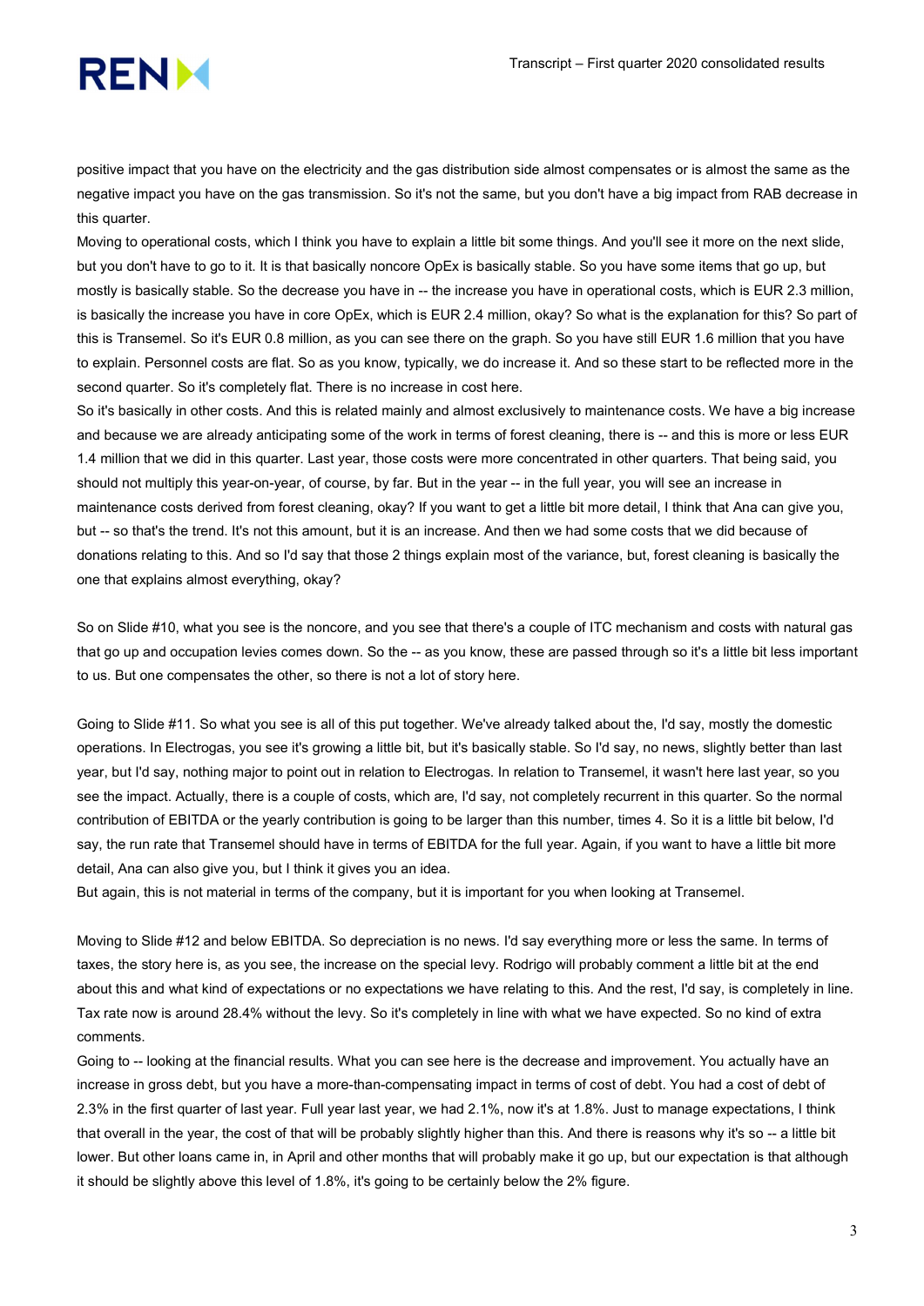positive impact that you have on the electricity and the gas distribution side almost compensates or is almost the same as the negative impact you have on the gas transmission. So it's not the same, but you don't have a big impact from RAB decrease in this quarter.

Moving to operational costs, which I think you have to explain a little bit some things. And you'll see it more on the next slide, but you don't have to go to it. It is that basically noncore OpEx is basically stable. So you have some items that go up, but mostly is basically stable. So the decrease you have in -- the increase you have in operational costs, which is EUR 2.3 million, is basically the increase you have in core OpEx, which is EUR 2.4 million, okay? So what is the explanation for this? So part of this is Transemel. So it's EUR 0.8 million, as you can see there on the graph. So you have still EUR 1.6 million that you have to explain. Personnel costs are flat. So as you know, typically, we do increase it. And so these start to be reflected more in the second quarter. So it's completely flat. There is no increase in cost here.

So it's basically in other costs. And this is related mainly and almost exclusively to maintenance costs. We have a big increase and because we are already anticipating some of the work in terms of forest cleaning, there is -- and this is more or less EUR 1.4 million that we did in this quarter. Last year, those costs were more concentrated in other quarters. That being said, you should not multiply this year-on-year, of course, by far. But in the year -- in the full year, you will see an increase in maintenance costs derived from forest cleaning, okay? If you want to get a little bit more detail, I think that Ana can give you, but -- so that's the trend. It's not this amount, but it is an increase. And then we had some costs that we did because of donations relating to this. And so I'd say that those 2 things explain most of the variance, but, forest cleaning is basically the one that explains almost everything, okay?

So on Slide #10, what you see is the noncore, and you see that there's a couple of ITC mechanism and costs with natural gas that go up and occupation levies comes down. So the -- as you know, these are passed through so it's a little bit less important to us. But one compensates the other, so there is not a lot of story here.

Going to Slide #11. So what you see is all of this put together. We've already talked about the, I'd say, mostly the domestic operations. In Electrogas, you see it's growing a little bit, but it's basically stable. So I'd say, no news, slightly better than last year, but I'd say, nothing major to point out in relation to Electrogas. In relation to Transemel, it wasn't here last year, so you see the impact. Actually, there is a couple of costs, which are, I'd say, not completely recurrent in this quarter. So the normal contribution of EBITDA or the yearly contribution is going to be larger than this number, times 4. So it is a little bit below, I'd say, the run rate that Transemel should have in terms of EBITDA for the full year. Again, if you want to have a little bit more detail, Ana can also give you, but I think it gives you an idea.

But again, this is not material in terms of the company, but it is important for you when looking at Transemel.

Moving to Slide #12 and below EBITDA. So depreciation is no news. I'd say everything more or less the same. In terms of taxes, the story here is, as you see, the increase on the special levy. Rodrigo will probably comment a little bit at the end about this and what kind of expectations or no expectations we have relating to this. And the rest, I'd say, is completely in line. Tax rate now is around 28.4% without the levy. So it's completely in line with what we have expected. So no kind of extra comments.

Going to -- looking at the financial results. What you can see here is the decrease and improvement. You actually have an increase in gross debt, but you have a more-than-compensating impact in terms of cost of debt. You had a cost of debt of 2.3% in the first quarter of last year. Full year last year, we had 2.1%, now it's at 1.8%. Just to manage expectations, I think that overall in the year, the cost of that will be probably slightly higher than this. And there is reasons why it's so -- a little bit lower. But other loans came in, in April and other months that will probably make it go up, but our expectation is that although it should be slightly above this level of 1.8%, it's going to be certainly below the 2% figure.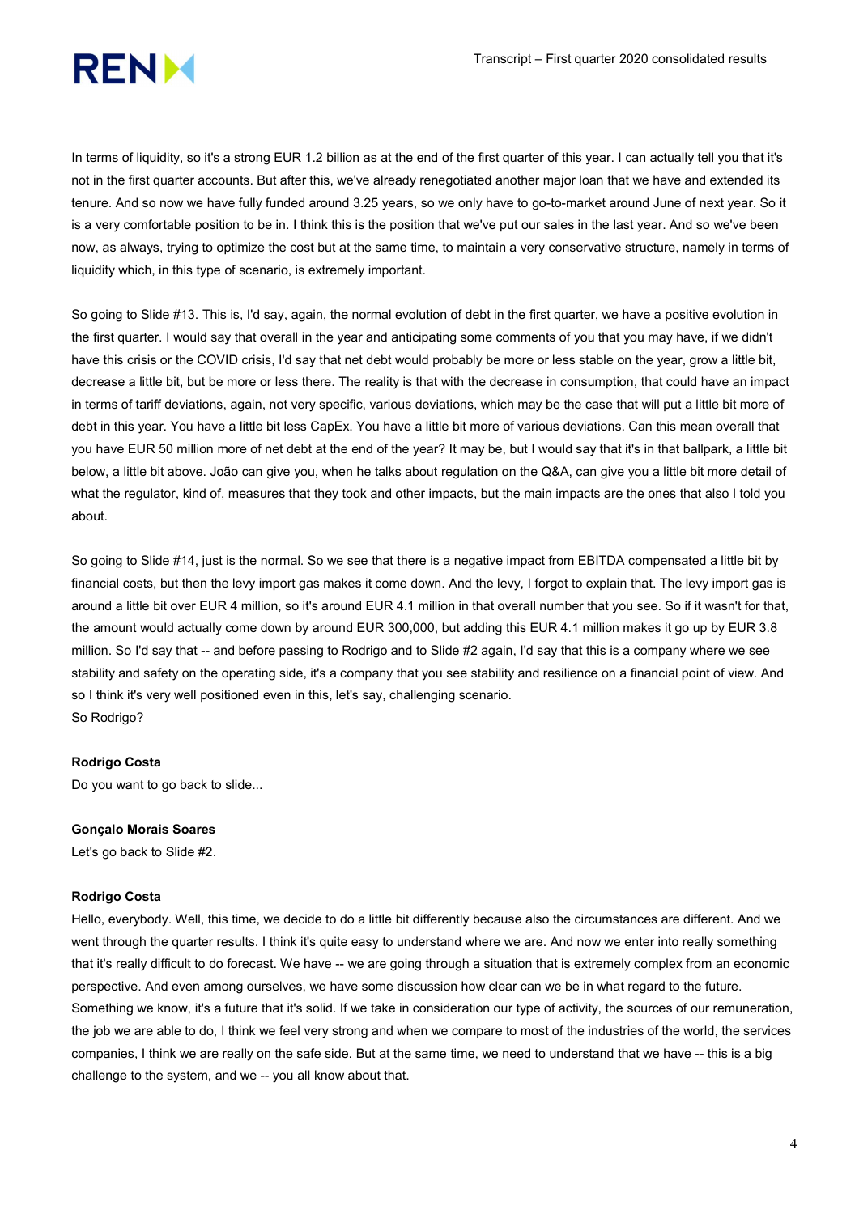In terms of liquidity, so it's a strong EUR 1.2 billion as at the end of the first quarter of this year. I can actually tell you that it's not in the first quarter accounts. But after this, we've already renegotiated another major loan that we have and extended its tenure. And so now we have fully funded around 3.25 years, so we only have to go-to-market around June of next year. So it is a very comfortable position to be in. I think this is the position that we've put our sales in the last year. And so we've been now, as always, trying to optimize the cost but at the same time, to maintain a very conservative structure, namely in terms of liquidity which, in this type of scenario, is extremely important.

So going to Slide #13. This is, I'd say, again, the normal evolution of debt in the first quarter, we have a positive evolution in the first quarter. I would say that overall in the year and anticipating some comments of you that you may have, if we didn't have this crisis or the COVID crisis, I'd say that net debt would probably be more or less stable on the year, grow a little bit, decrease a little bit, but be more or less there. The reality is that with the decrease in consumption, that could have an impact in terms of tariff deviations, again, not very specific, various deviations, which may be the case that will put a little bit more of debt in this year. You have a little bit less CapEx. You have a little bit more of various deviations. Can this mean overall that you have EUR 50 million more of net debt at the end of the year? It may be, but I would say that it's in that ballpark, a little bit below, a little bit above. João can give you, when he talks about regulation on the Q&A, can give you a little bit more detail of what the regulator, kind of, measures that they took and other impacts, but the main impacts are the ones that also I told you about.

So going to Slide #14, just is the normal. So we see that there is a negative impact from EBITDA compensated a little bit by financial costs, but then the levy import gas makes it come down. And the levy, I forgot to explain that. The levy import gas is around a little bit over EUR 4 million, so it's around EUR 4.1 million in that overall number that you see. So if it wasn't for that, the amount would actually come down by around EUR 300,000, but adding this EUR 4.1 million makes it go up by EUR 3.8 million. So I'd say that -- and before passing to Rodrigo and to Slide #2 again, I'd say that this is a company where we see stability and safety on the operating side, it's a company that you see stability and resilience on a financial point of view. And so I think it's very well positioned even in this, let's say, challenging scenario.
So Rodrigo?

**Rodrigo Costa**
Do you want to go back to slide...

**Gonçalo Morais Soares**
Let's go back to Slide #2.

**Rodrigo Costa**
Hello, everybody. Well, this time, we decide to do a little bit differently because also the circumstances are different. And we went through the quarter results. I think it's quite easy to understand where we are. And now we enter into really something that it's really difficult to do forecast. We have -- we are going through a situation that is extremely complex from an economic perspective. And even among ourselves, we have some discussion how clear can we be in what regard to the future. Something we know, it's a future that it's solid. If we take in consideration our type of activity, the sources of our remuneration, the job we are able to do, I think we feel very strong and when we compare to most of the industries of the world, the services companies, I think we are really on the safe side. But at the same time, we need to understand that we have -- this is a big challenge to the system, and we -- you all know about that.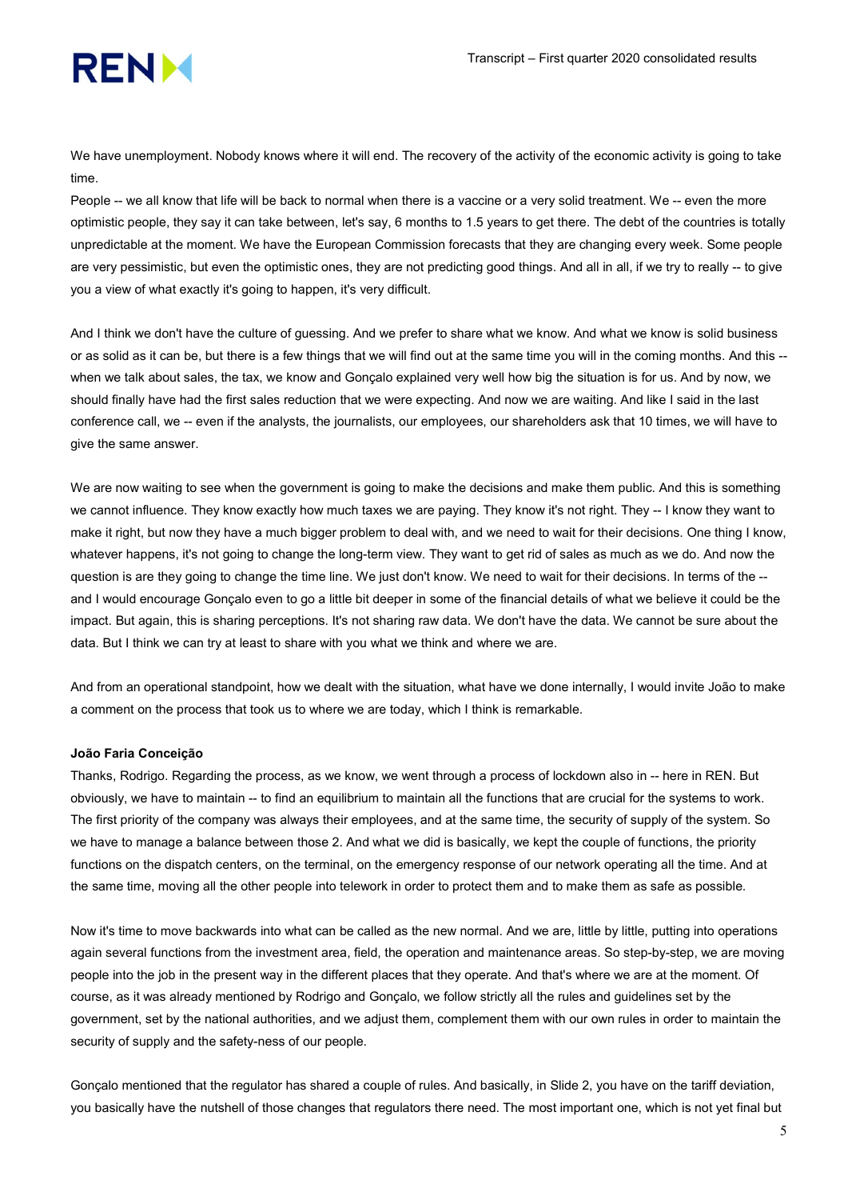We have unemployment. Nobody knows where it will end. The recovery of the activity of the economic activity is going to take time.

People -- we all know that life will be back to normal when there is a vaccine or a very solid treatment. We -- even the more optimistic people, they say it can take between, let's say, 6 months to 1.5 years to get there. The debt of the countries is totally unpredictable at the moment. We have the European Commission forecasts that they are changing every week. Some people are very pessimistic, but even the optimistic ones, they are not predicting good things. And all in all, if we try to really -- to give you a view of what exactly it's going to happen, it's very difficult.

And I think we don't have the culture of guessing. And we prefer to share what we know. And what we know is solid business or as solid as it can be, but there is a few things that we will find out at the same time you will in the coming months. And this -- when we talk about sales, the tax, we know and Gonçalo explained very well how big the situation is for us. And by now, we should finally have had the first sales reduction that we were expecting. And now we are waiting. And like I said in the last conference call, we -- even if the analysts, the journalists, our employees, our shareholders ask that 10 times, we will have to give the same answer.

We are now waiting to see when the government is going to make the decisions and make them public. And this is something we cannot influence. They know exactly how much taxes we are paying. They know it's not right. They -- I know they want to make it right, but now they have a much bigger problem to deal with, and we need to wait for their decisions. One thing I know, whatever happens, it's not going to change the long-term view. They want to get rid of sales as much as we do. And now the question is are they going to change the time line. We just don't know. We need to wait for their decisions. In terms of the -- and I would encourage Gonçalo even to go a little bit deeper in some of the financial details of what we believe it could be the impact. But again, this is sharing perceptions. It's not sharing raw data. We don't have the data. We cannot be sure about the data. But I think we can try at least to share with you what we think and where we are.

And from an operational standpoint, how we dealt with the situation, what have we done internally, I would invite João to make a comment on the process that took us to where we are today, which I think is remarkable.

**João Faria Conceição**

Thanks, Rodrigo. Regarding the process, as we know, we went through a process of lockdown also in -- here in REN. But obviously, we have to maintain -- to find an equilibrium to maintain all the functions that are crucial for the systems to work. The first priority of the company was always their employees, and at the same time, the security of supply of the system. So we have to manage a balance between those 2. And what we did is basically, we kept the couple of functions, the priority functions on the dispatch centers, on the terminal, on the emergency response of our network operating all the time. And at the same time, moving all the other people into telework in order to protect them and to make them as safe as possible.

Now it's time to move backwards into what can be called as the new normal. And we are, little by little, putting into operations again several functions from the investment area, field, the operation and maintenance areas. So step-by-step, we are moving people into the job in the present way in the different places that they operate. And that's where we are at the moment. Of course, as it was already mentioned by Rodrigo and Gonçalo, we follow strictly all the rules and guidelines set by the government, set by the national authorities, and we adjust them, complement them with our own rules in order to maintain the security of supply and the safety-ness of our people.

Gonçalo mentioned that the regulator has shared a couple of rules. And basically, in Slide 2, you have on the tariff deviation, you basically have the nutshell of those changes that regulators there need. The most important one, which is not yet final but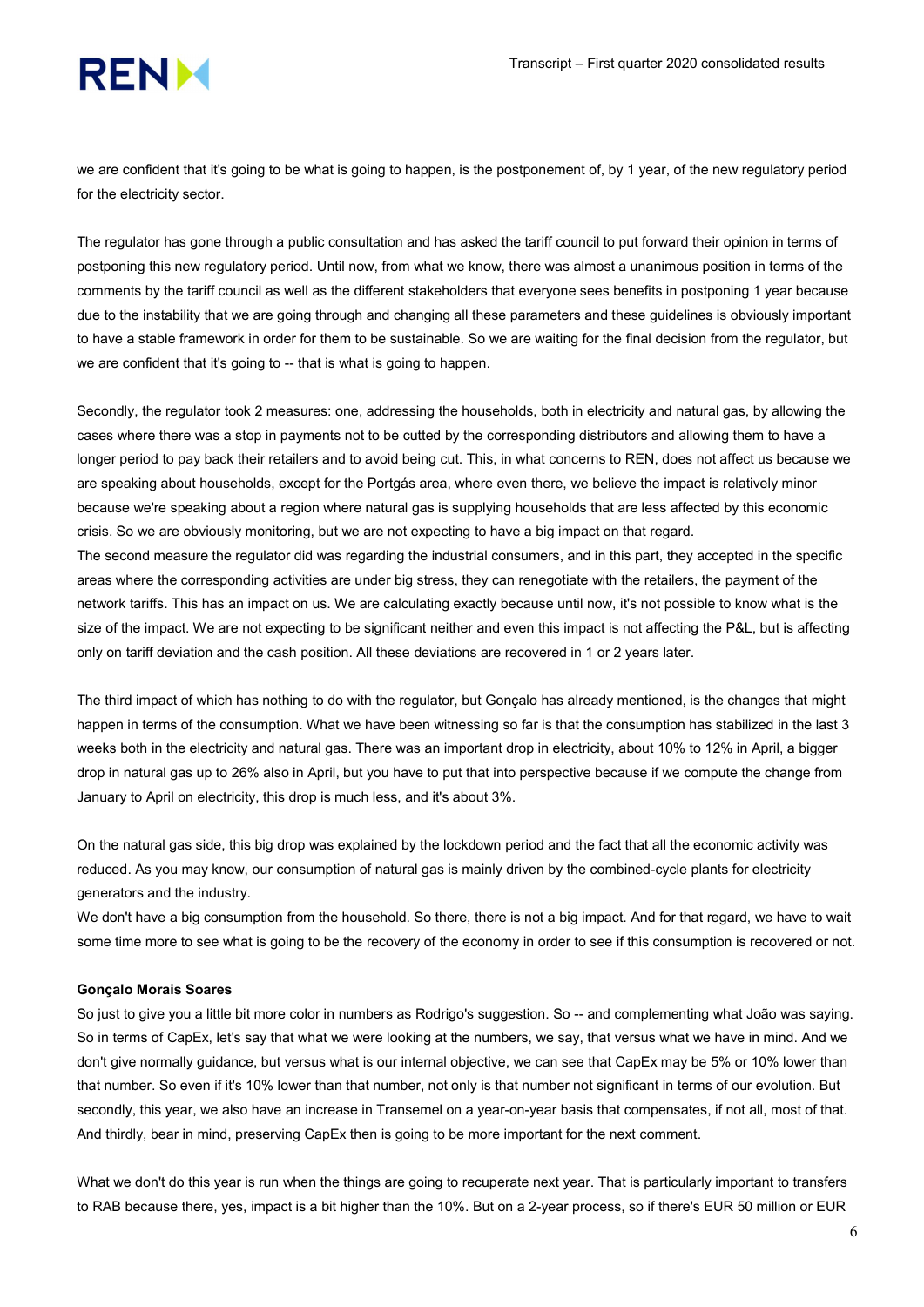we are confident that it's going to be what is going to happen, is the postponement of, by 1 year, of the new regulatory period for the electricity sector.

The regulator has gone through a public consultation and has asked the tariff council to put forward their opinion in terms of postponing this new regulatory period. Until now, from what we know, there was almost a unanimous position in terms of the comments by the tariff council as well as the different stakeholders that everyone sees benefits in postponing 1 year because due to the instability that we are going through and changing all these parameters and these guidelines is obviously important to have a stable framework in order for them to be sustainable. So we are waiting for the final decision from the regulator, but we are confident that it's going to -- that is what is going to happen.

Secondly, the regulator took 2 measures: one, addressing the households, both in electricity and natural gas, by allowing the cases where there was a stop in payments not to be cutted by the corresponding distributors and allowing them to have a longer period to pay back their retailers and to avoid being cut. This, in what concerns to REN, does not affect us because we are speaking about households, except for the Portgás area, where even there, we believe the impact is relatively minor because we're speaking about a region where natural gas is supplying households that are less affected by this economic crisis. So we are obviously monitoring, but we are not expecting to have a big impact on that regard.
The second measure the regulator did was regarding the industrial consumers, and in this part, they accepted in the specific areas where the corresponding activities are under big stress, they can renegotiate with the retailers, the payment of the network tariffs. This has an impact on us. We are calculating exactly because until now, it's not possible to know what is the size of the impact. We are not expecting to be significant neither and even this impact is not affecting the P&L, but is affecting only on tariff deviation and the cash position. All these deviations are recovered in 1 or 2 years later.

The third impact of which has nothing to do with the regulator, but Gonçalo has already mentioned, is the changes that might happen in terms of the consumption. What we have been witnessing so far is that the consumption has stabilized in the last 3 weeks both in the electricity and natural gas. There was an important drop in electricity, about 10% to 12% in April, a bigger drop in natural gas up to 26% also in April, but you have to put that into perspective because if we compute the change from January to April on electricity, this drop is much less, and it's about 3%.

On the natural gas side, this big drop was explained by the lockdown period and the fact that all the economic activity was reduced. As you may know, our consumption of natural gas is mainly driven by the combined-cycle plants for electricity generators and the industry.
We don't have a big consumption from the household. So there, there is not a big impact. And for that regard, we have to wait some time more to see what is going to be the recovery of the economy in order to see if this consumption is recovered or not.

**Gonçalo Morais Soares**

So just to give you a little bit more color in numbers as Rodrigo's suggestion. So -- and complementing what João was saying. So in terms of CapEx, let's say that what we were looking at the numbers, we say, that versus what we have in mind. And we don't give normally guidance, but versus what is our internal objective, we can see that CapEx may be 5% or 10% lower than that number. So even if it's 10% lower than that number, not only is that number not significant in terms of our evolution. But secondly, this year, we also have an increase in Transemel on a year-on-year basis that compensates, if not all, most of that. And thirdly, bear in mind, preserving CapEx then is going to be more important for the next comment.

What we don't do this year is run when the things are going to recuperate next year. That is particularly important to transfers to RAB because there, yes, impact is a bit higher than the 10%. But on a 2-year process, so if there's EUR 50 million or EUR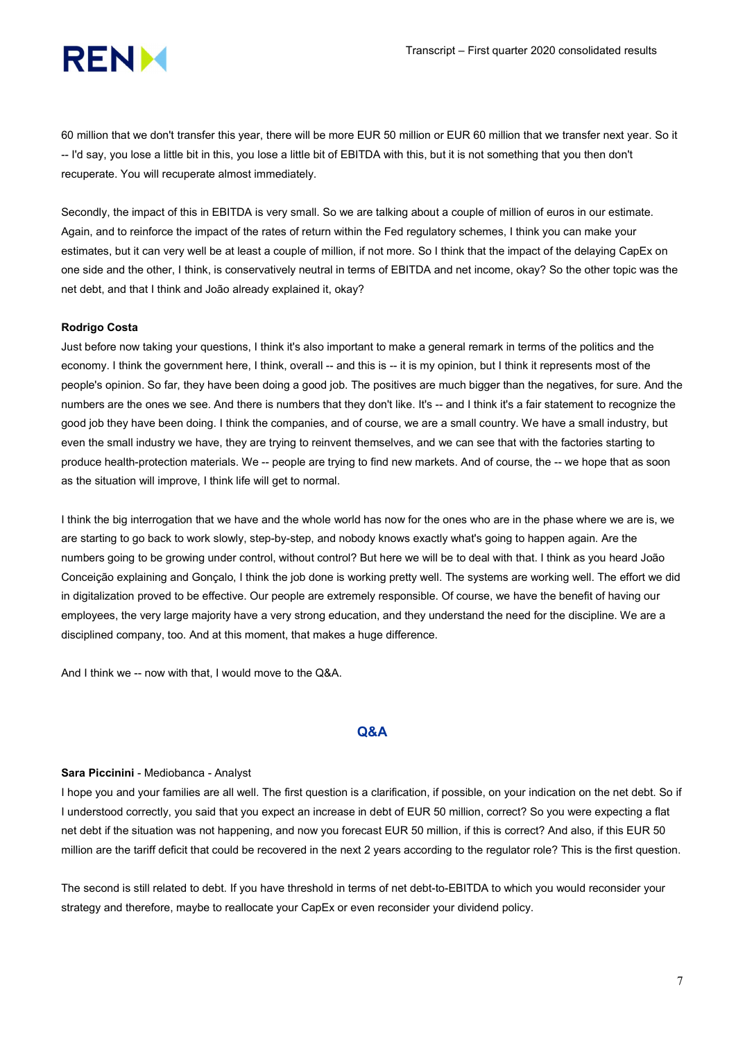60 million that we don't transfer this year, there will be more EUR 50 million or EUR 60 million that we transfer next year. So it -- I'd say, you lose a little bit in this, you lose a little bit of EBITDA with this, but it is not something that you then don't recuperate. You will recuperate almost immediately.

Secondly, the impact of this in EBITDA is very small. So we are talking about a couple of million of euros in our estimate. Again, and to reinforce the impact of the rates of return within the Fed regulatory schemes, I think you can make your estimates, but it can very well be at least a couple of million, if not more. So I think that the impact of the delaying CapEx on one side and the other, I think, is conservatively neutral in terms of EBITDA and net income, okay? So the other topic was the net debt, and that I think and João already explained it, okay?

**Rodrigo Costa**

Just before now taking your questions, I think it's also important to make a general remark in terms of the politics and the economy. I think the government here, I think, overall -- and this is -- it is my opinion, but I think it represents most of the people's opinion. So far, they have been doing a good job. The positives are much bigger than the negatives, for sure. And the numbers are the ones we see. And there is numbers that they don't like. It's -- and I think it's a fair statement to recognize the good job they have been doing. I think the companies, and of course, we are a small country. We have a small industry, but even the small industry we have, they are trying to reinvent themselves, and we can see that with the factories starting to produce health-protection materials. We -- people are trying to find new markets. And of course, the -- we hope that as soon as the situation will improve, I think life will get to normal.

I think the big interrogation that we have and the whole world has now for the ones who are in the phase where we are is, we are starting to go back to work slowly, step-by-step, and nobody knows exactly what's going to happen again. Are the numbers going to be growing under control, without control? But here we will be to deal with that. I think as you heard João Conceição explaining and Gonçalo, I think the job done is working pretty well. The systems are working well. The effort we did in digitalization proved to be effective. Our people are extremely responsible. Of course, we have the benefit of having our employees, the very large majority have a very strong education, and they understand the need for the discipline. We are a disciplined company, too. And at this moment, that makes a huge difference.

And I think we -- now with that, I would move to the Q&A.

## Q&A

**Sara Piccinini** - Mediobanca - Analyst

I hope you and your families are all well. The first question is a clarification, if possible, on your indication on the net debt. So if I understood correctly, you said that you expect an increase in debt of EUR 50 million, correct? So you were expecting a flat net debt if the situation was not happening, and now you forecast EUR 50 million, if this is correct? And also, if this EUR 50 million are the tariff deficit that could be recovered in the next 2 years according to the regulator role? This is the first question.

The second is still related to debt. If you have threshold in terms of net debt-to-EBITDA to which you would reconsider your strategy and therefore, maybe to reallocate your CapEx or even reconsider your dividend policy.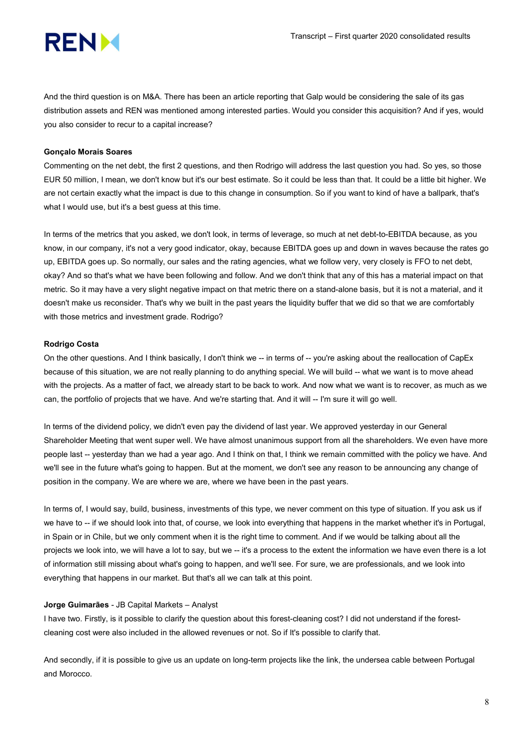And the third question is on M&A. There has been an article reporting that Galp would be considering the sale of its gas distribution assets and REN was mentioned among interested parties. Would you consider this acquisition? And if yes, would you also consider to recur to a capital increase?

**Gonçalo Morais Soares**

Commenting on the net debt, the first 2 questions, and then Rodrigo will address the last question you had. So yes, so those EUR 50 million, I mean, we don't know but it's our best estimate. So it could be less than that. It could be a little bit higher. We are not certain exactly what the impact is due to this change in consumption. So if you want to kind of have a ballpark, that's what I would use, but it's a best guess at this time.

In terms of the metrics that you asked, we don't look, in terms of leverage, so much at net debt-to-EBITDA because, as you know, in our company, it's not a very good indicator, okay, because EBITDA goes up and down in waves because the rates go up, EBITDA goes up. So normally, our sales and the rating agencies, what we follow very, very closely is FFO to net debt, okay? And so that's what we have been following and follow. And we don't think that any of this has a material impact on that metric. So it may have a very slight negative impact on that metric there on a stand-alone basis, but it is not a material, and it doesn't make us reconsider. That's why we built in the past years the liquidity buffer that we did so that we are comfortably with those metrics and investment grade. Rodrigo?

**Rodrigo Costa**

On the other questions. And I think basically, I don't think we -- in terms of -- you're asking about the reallocation of CapEx because of this situation, we are not really planning to do anything special. We will build -- what we want is to move ahead with the projects. As a matter of fact, we already start to be back to work. And now what we want is to recover, as much as we can, the portfolio of projects that we have. And we're starting that. And it will -- I'm sure it will go well.

In terms of the dividend policy, we didn't even pay the dividend of last year. We approved yesterday in our General Shareholder Meeting that went super well. We have almost unanimous support from all the shareholders. We even have more people last -- yesterday than we had a year ago. And I think on that, I think we remain committed with the policy we have. And we'll see in the future what's going to happen. But at the moment, we don't see any reason to be announcing any change of position in the company. We are where we are, where we have been in the past years.

In terms of, I would say, build, business, investments of this type, we never comment on this type of situation. If you ask us if we have to -- if we should look into that, of course, we look into everything that happens in the market whether it's in Portugal, in Spain or in Chile, but we only comment when it is the right time to comment. And if we would be talking about all the projects we look into, we will have a lot to say, but we -- it's a process to the extent the information we have even there is a lot of information still missing about what's going to happen, and we'll see. For sure, we are professionals, and we look into everything that happens in our market. But that's all we can talk at this point.

**Jorge Guimarães** - JB Capital Markets – Analyst

I have two. Firstly, is it possible to clarify the question about this forest-cleaning cost? I did not understand if the forest-cleaning cost were also included in the allowed revenues or not. So if It's possible to clarify that.

And secondly, if it is possible to give us an update on long-term projects like the link, the undersea cable between Portugal and Morocco.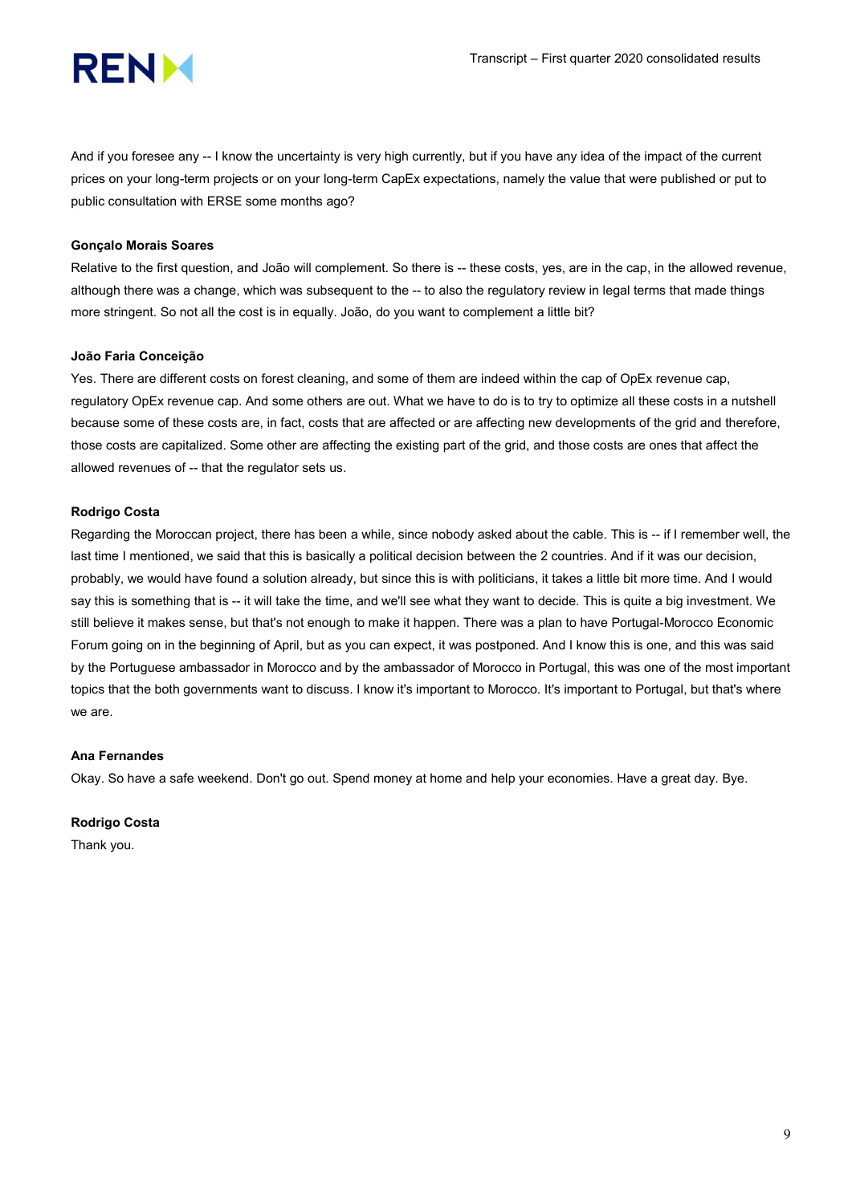And if you foresee any -- I know the uncertainty is very high currently, but if you have any idea of the impact of the current prices on your long-term projects or on your long-term CapEx expectations, namely the value that were published or put to public consultation with ERSE some months ago?

**Gonçalo Morais Soares**

Relative to the first question, and João will complement. So there is -- these costs, yes, are in the cap, in the allowed revenue, although there was a change, which was subsequent to the -- to also the regulatory review in legal terms that made things more stringent. So not all the cost is in equally. João, do you want to complement a little bit?

**João Faria Conceição**

Yes. There are different costs on forest cleaning, and some of them are indeed within the cap of OpEx revenue cap, regulatory OpEx revenue cap. And some others are out. What we have to do is to try to optimize all these costs in a nutshell because some of these costs are, in fact, costs that are affected or are affecting new developments of the grid and therefore, those costs are capitalized. Some other are affecting the existing part of the grid, and those costs are ones that affect the allowed revenues of -- that the regulator sets us.

**Rodrigo Costa**

Regarding the Moroccan project, there has been a while, since nobody asked about the cable. This is -- if I remember well, the last time I mentioned, we said that this is basically a political decision between the 2 countries. And if it was our decision, probably, we would have found a solution already, but since this is with politicians, it takes a little bit more time. And I would say this is something that is -- it will take the time, and we'll see what they want to decide. This is quite a big investment. We still believe it makes sense, but that's not enough to make it happen. There was a plan to have Portugal-Morocco Economic Forum going on in the beginning of April, but as you can expect, it was postponed. And I know this is one, and this was said by the Portuguese ambassador in Morocco and by the ambassador of Morocco in Portugal, this was one of the most important topics that the both governments want to discuss. I know it's important to Morocco. It's important to Portugal, but that's where we are.

**Ana Fernandes**

Okay. So have a safe weekend. Don't go out. Spend money at home and help your economies. Have a great day. Bye.

**Rodrigo Costa**

Thank you.